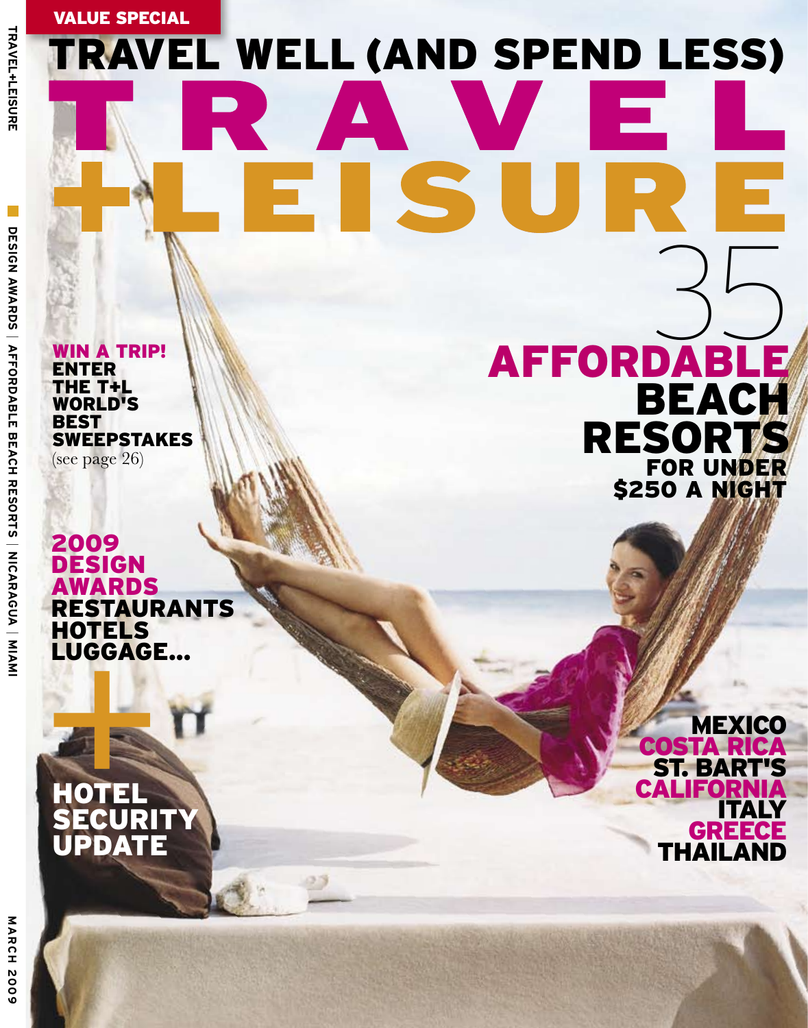VALUE SPECIAL

# TRAVEL WELL (AND SPEND LESS)

# TRAVEL +LEISURE

**WIN A TRIP!**
**ENTER THE T+L WORLD'S BEST SWEEPSTAKES**
(see page 26)

## 35 AFFORDABLE BEACH RESORTS FOR UNDER $250 A NIGHT

**2009 DESIGN AWARDS**
**RESTAURANTS**
**HOTELS**
**LUGGAGE...**

+

**HOTEL SECURITY UPDATE**

**MEXICO**
**COSTA RICA**
**ST. BART'S**
**CALIFORNIA**
**ITALY**
**GREECE**
**THAILAND**

TRAVEL+LEISURE | DESIGN AWARDS | AFFORDABLE BEACH RESORTS | NICARAGUA | MIAMI | MARCH 2009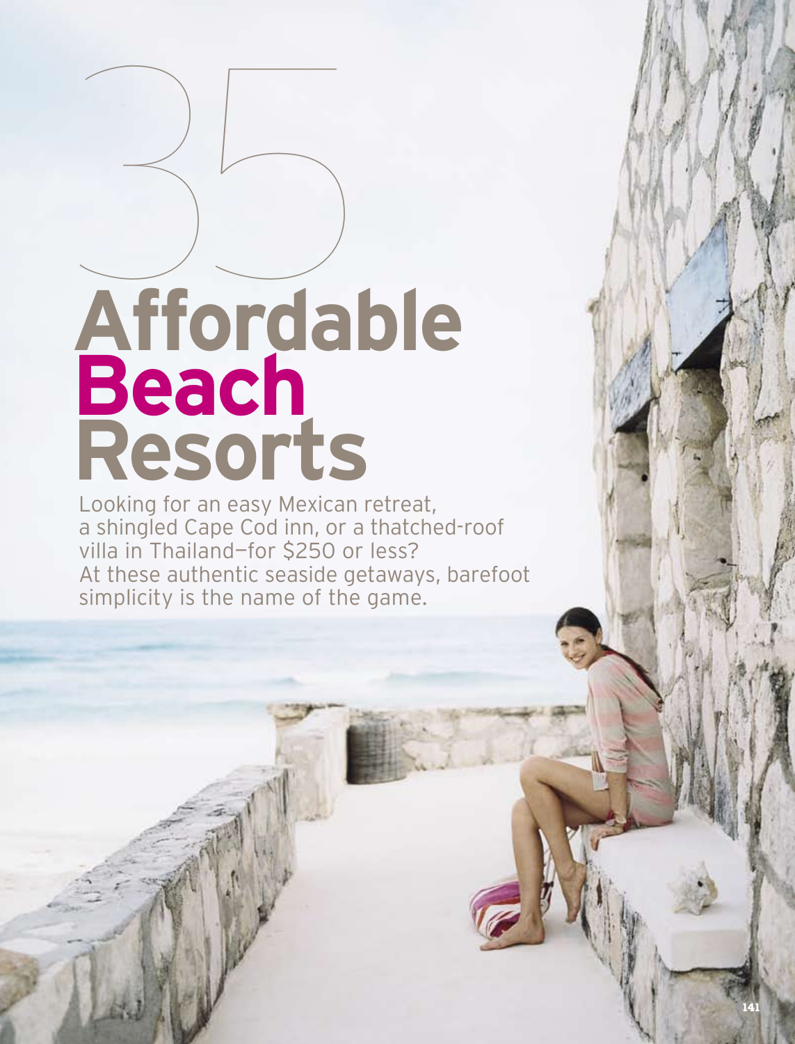# 35 Affordable **Beach** Resorts

Looking for an easy Mexican retreat, a shingled Cape Cod inn, or a thatched-roof villa in Thailand—for $250 or less? At these authentic seaside getaways, barefoot simplicity is the name of the game.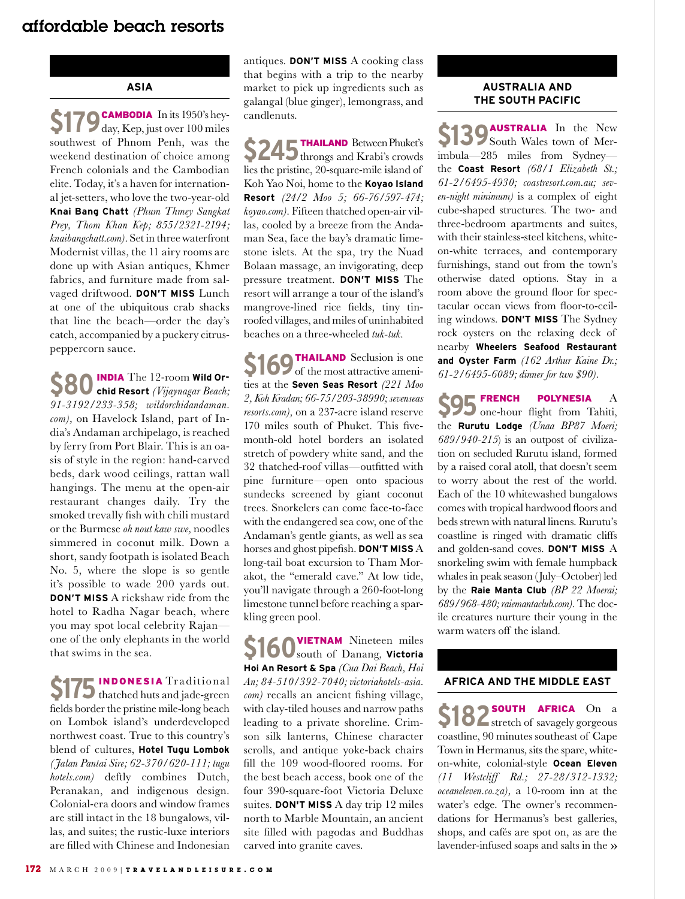# affordable beach resorts

## ASIA

**$179 CAMBODIA** In its 1950's heyday, Kep, just over 100 miles southwest of Phnom Penh, was the weekend destination of choice among French colonials and the Cambodian elite. Today, it's a haven for international jet-setters, who love the two-year-old **Knai Bang Chatt** *(Phum Thmey Sangkat Prey, Thom Khan Kep; 855/2321-2194; knaibangchatt.com)*. Set in three waterfront Modernist villas, the 11 airy rooms are done up with Asian antiques, Khmer fabrics, and furniture made from salvaged driftwood. **DON'T MISS** Lunch at one of the ubiquitous crab shacks that line the beach—order the day's catch, accompanied by a puckery citrus-peppercorn sauce.

**$80 INDIA** The 12-room **Wild Orchid Resort** *(Vijaynagar Beach; 91-3192/233-358; wildorchidandaman.com)*, on Havelock Island, part of India's Andaman archipelago, is reached by ferry from Port Blair. This is an oasis of style in the region: hand-carved beds, dark wood ceilings, rattan wall hangings. The menu at the open-air restaurant changes daily. Try the smoked trevally fish with chili mustard or the Burmese *oh nout kaw swe,* noodles simmered in coconut milk. Down a short, sandy footpath is isolated Beach No. 5, where the slope is so gentle it's possible to wade 200 yards out. **DON'T MISS** A rickshaw ride from the hotel to Radha Nagar beach, where you may spot local celebrity Rajan—one of the only elephants in the world that swims in the sea.

**$175 INDONESIA** Traditional thatched huts and jade-green fields border the pristine mile-long beach on Lombok island's underdeveloped northwest coast. True to this country's blend of cultures, **Hotel Tugu Lombok** *(Jalan Pantai Sire; 62-370/620-111; tuguhotels.com)* deftly combines Dutch, Peranakan, and indigenous design. Colonial-era doors and window frames are still intact in the 18 bungalows, villas, and suites; the rustic-luxe interiors are filled with Chinese and Indonesian antiques. **DON'T MISS** A cooking class that begins with a trip to the nearby market to pick up ingredients such as galangal (blue ginger), lemongrass, and candlenuts.

**$245 THAILAND** Between Phuket's throngs and Krabi's crowds lies the pristine, 20-square-mile island of Koh Yao Noi, home to the **Koyao Island Resort** *(24/2 Moo 5; 66-76/597-474; koyao.com)*. Fifteen thatched open-air villas, cooled by a breeze from the Andaman Sea, face the bay's dramatic limestone islets. At the spa, try the Nuad Bolaan massage, an invigorating, deep pressure treatment. **DON'T MISS** The resort will arrange a tour of the island's mangrove-lined rice fields, tiny tin-roofed villages, and miles of uninhabited beaches on a three-wheeled *tuk-tuk.*

**$169 THAILAND** Seclusion is one of the most attractive amenities at the **Seven Seas Resort** *(221 Moo 2, Koh Kradan; 66-75/203-38990; sevenseasresorts.com)*, on a 237-acre island reserve 170 miles south of Phuket. This five-month-old hotel borders an isolated stretch of powdery white sand, and the 32 thatched-roof villas—outfitted with pine furniture—open onto spacious sundecks screened by giant coconut trees. Snorkelers can come face-to-face with the endangered sea cow, one of the Andaman's gentle giants, as well as sea horses and ghost pipefish. **DON'T MISS** A long-tail boat excursion to Tham Morakot, the "emerald cave." At low tide, you'll navigate through a 260-foot-long limestone tunnel before reaching a sparkling green pool.

**$160 VIETNAM** Nineteen miles south of Danang, **Victoria Hoi An Resort & Spa** *(Cua Dai Beach, Hoi An; 84-510/392-7040; victoriahotels-asia.com)* recalls an ancient fishing village, with clay-tiled houses and narrow paths leading to a private shoreline. Crimson silk lanterns, Chinese character scrolls, and antique yoke-back chairs fill the 109 wood-floored rooms. For the best beach access, book one of the four 390-square-foot Victoria Deluxe suites. **DON'T MISS** A day trip 12 miles north to Marble Mountain, an ancient site filled with pagodas and Buddhas carved into granite caves.

## AUSTRALIA AND THE SOUTH PACIFIC

**$139 AUSTRALIA** In the New South Wales town of Merimbula—285 miles from Sydney—the **Coast Resort** *(68/1 Elizabeth St.; 61-2/6495-4930; coastresort.com.au; seven-night minimum)* is a complex of eight cube-shaped structures. The two- and three-bedroom apartments and suites, with their stainless-steel kitchens, white-on-white terraces, and contemporary furnishings, stand out from the town's otherwise dated options. Stay in a room above the ground floor for spectacular ocean views from floor-to-ceiling windows. **DON'T MISS** The Sydney rock oysters on the relaxing deck of nearby **Wheelers Seafood Restaurant and Oyster Farm** *(162 Arthur Kaine Dr.; 61-2/6495-6089; dinner for two $90)*.

**$95 FRENCH POLYNESIA** A one-hour flight from Tahiti, the **Rurutu Lodge** *(Unaa BP87 Moeri; 689/940-215)* is an outpost of civilization on secluded Rurutu island, formed by a raised coral atoll, that doesn't seem to worry about the rest of the world. Each of the 10 whitewashed bungalows comes with tropical hardwood floors and beds strewn with natural linens. Rurutu's coastline is ringed with dramatic cliffs and golden-sand coves. **DON'T MISS** A snorkeling swim with female humpback whales in peak season (July–October) led by the **Raie Manta Club** *(BP 22 Moerai; 689/968-480; raiemantaclub.com)*. The docile creatures nurture their young in the warm waters off the island.

## AFRICA AND THE MIDDLE EAST

**$182 SOUTH AFRICA** On a stretch of savagely gorgeous coastline, 90 minutes southeast of Cape Town in Hermanus, sits the spare, white-on-white, colonial-style **Ocean Eleven** *(11 Westcliff Rd.; 27-28/312-1332; oceaneleven.co.za)*, a 10-room inn at the water's edge. The owner's recommendations for Hermanus's best galleries, shops, and cafés are spot on, as are the lavender-infused soaps and salts in the »